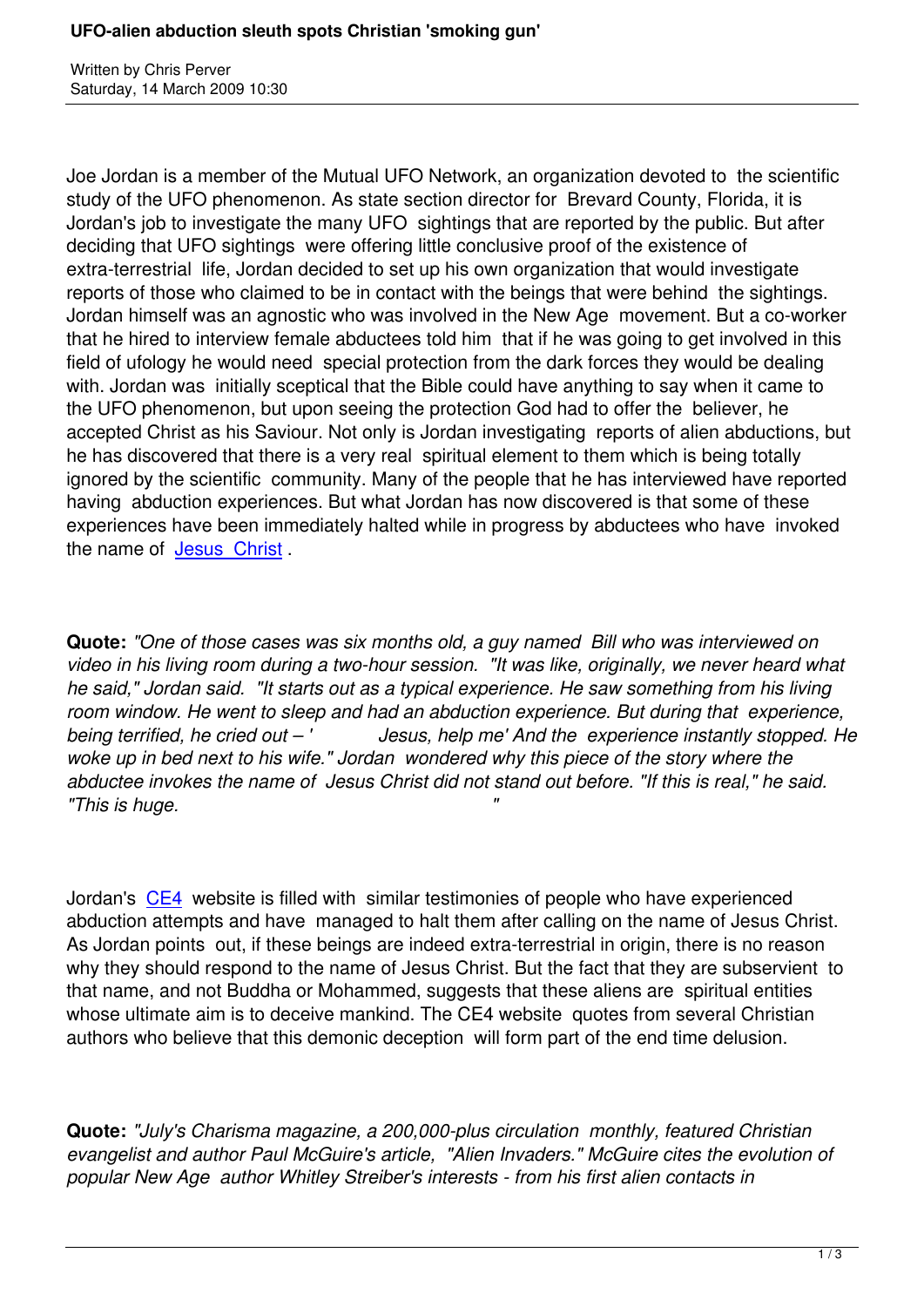Joe Jordan is a member of the Mutual UFO Network, an organization devoted to the scientific study of the UFO phenomenon. As state section director for Brevard County, Florida, it is Jordan's job to investigate the many UFO sightings that are reported by the public. But after deciding that UFO sightings were offering little conclusive proof of the existence of extra-terrestrial life, Jordan decided to set up his own organization that would investigate reports of those who claimed to be in contact with the beings that were behind the sightings. Jordan himself was an agnostic who was involved in the New Age movement. But a co-worker that he hired to interview female abductees told him that if he was going to get involved in this field of ufology he would need special protection from the dark forces they would be dealing with. Jordan was initially sceptical that the Bible could have anything to say when it came to the UFO phenomenon, but upon seeing the protection God had to offer the believer, he accepted Christ as his Saviour. Not only is Jordan investigating reports of alien abductions, but he has discovered that there is a very real spiritual element to them which is being totally ignored by the scientific community. Many of the people that he has interviewed have reported having abduction experiences. But what Jordan has now discovered is that some of these experiences have been immediately halted while in progress by abductees who have invoked the name of Jesus Christ .

**Quote:** *"One of those cases was six months old, a guy named Bill who was interviewed on video in his living room during a two-hour session. "It was like, originally, we never heard what he said," Jordan said. "It starts out as a typical experience. He saw something from his living room window. He went to sleep and had an abduction experience. But during that experience, being terrified, he cried out – ' Jesus, help me' And the experience instantly stopped. He woke up in bed next to his wife." Jordan wondered why this piece of the story where the abductee invokes the name of Jesus Christ did not stand out before. "If this is real," he said. "This is huge. "*

Jordan's CE4 website is filled with similar testimonies of people who have experienced abduction attempts and have managed to halt them after calling on the name of Jesus Christ. As Jordan points out, if these beings are indeed extra-terrestrial in origin, there is no reason why they should respond to the name of Jesus Christ. But the fact that they are subservient to that name, and not Buddha or Mohammed, suggests that these aliens are spiritual entities whose ultimate aim is to deceive mankind. The CE4 website quotes from several Christian authors who believe that this demonic deception will form part of the end time delusion.

**Quote:** *"July's Charisma magazine, a 200,000-plus circulation monthly, featured Christian evangelist and author Paul McGuire's article, "Alien Invaders." McGuire cites the evolution of popular New Age author Whitley Streiber's interests - from his first alien contacts in*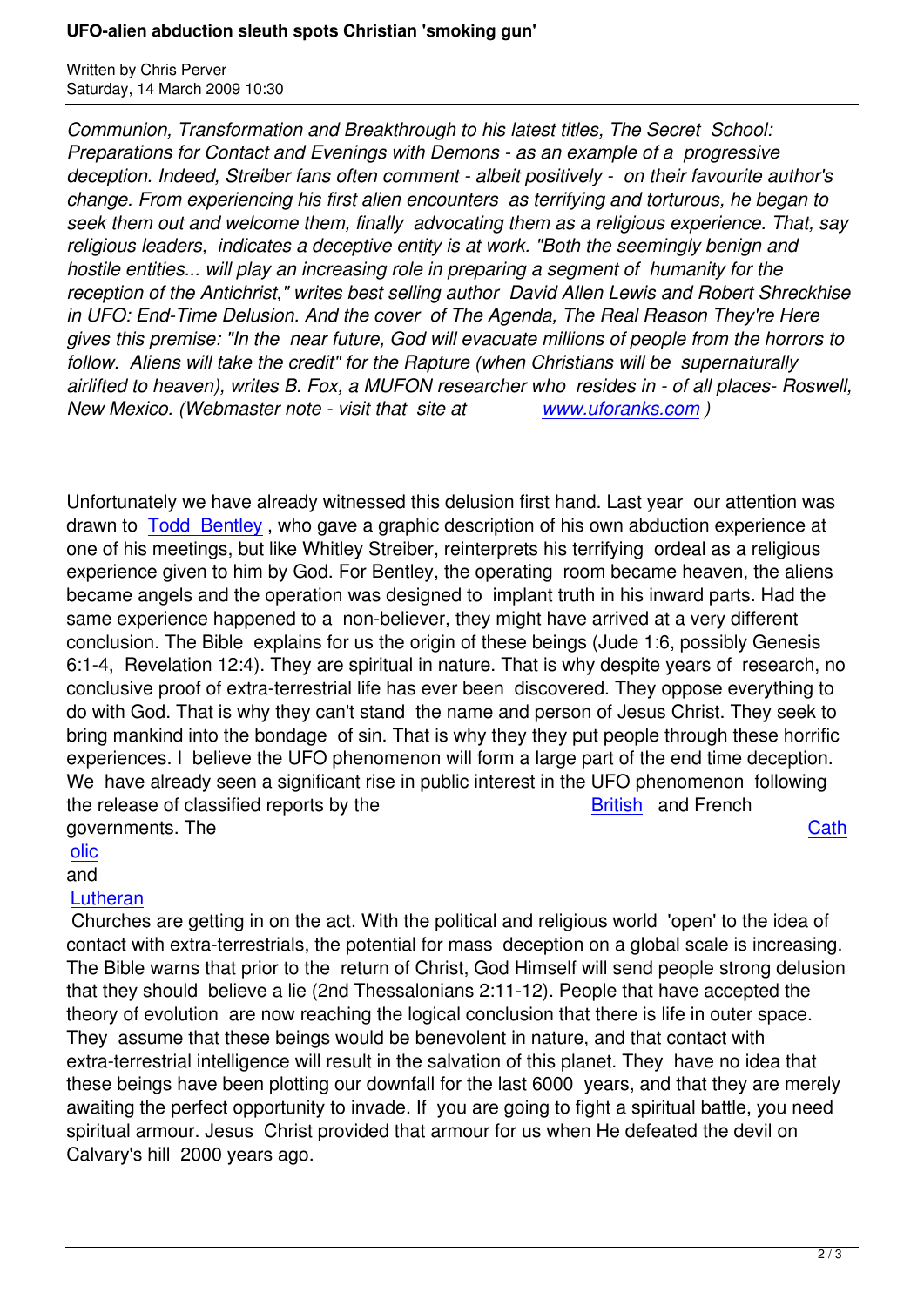*Communion, Transformation and Breakthrough to his latest titles, The Secret School: Preparations for Contact and Evenings with Demons - as an example of a progressive deception. Indeed, Streiber fans often comment - albeit positively - on their favourite author's change. From experiencing his first alien encounters as terrifying and torturous, he began to seek them out and welcome them, finally advocating them as a religious experience. That, say religious leaders, indicates a deceptive entity is at work. "Both the seemingly benign and hostile entities... will play an increasing role in preparing a segment of humanity for the reception of the Antichrist," writes best selling author David Allen Lewis and Robert Shreckhise in UFO: End-Time Delusion. And the cover of The Agenda, The Real Reason They're Here gives this premise: "In the near future, God will evacuate millions of people from the horrors to follow. Aliens will take the credit" for the Rapture (when Christians will be supernaturally airlifted to heaven), writes B. Fox, a MUFON researcher who resides in - of all places- Roswell, New Mexico. (Webmaster note - visit that site at www.uforanks.com )*

Unfortunately we have already witnessed this delusion first hand. Last year our attention was drawn to Todd Bentley , who gave a graphic description of his own abduction experience at one of his meetings, but like Whitley Streiber, reinterprets his terrifying ordeal as a religious experience given to him by God. For Bentley, the operating room became heaven, the aliens became angels and the operation was designed to implant truth in his inward parts. Had the same experience happened to a non-believer, they might have arrived at a very different conclusion. The Bible explains for us the origin of these beings (Jude 1:6, possibly Genesis 6:1-4, Revelation 12:4). They are spiritual in nature. That is why despite years of research, no conclusive proof of extra-terrestrial life has ever been discovered. They oppose everything to do with God. That is why they can't stand the name and person of Jesus Christ. They seek to bring mankind into the bondage of sin. That is why they they put people through these horrific experiences. I believe the UFO phenomenon will form a large part of the end time deception. We have already seen a significant rise in public interest in the UFO phenomenon following the release of classified reports by the British and French governments. The Catholic and Lutheran Churches are getting in on the act. With the political and religious world 'open' to the idea of contact with extra-terrestrials, the potential for mass deception on a global scale is increasing. The Bible warns that prior to the return of Christ, God Himself will send people strong delusion that they should believe a lie (2nd Thessalonians 2:11-12). People that have accepted the theory of evolution are now reaching the logical conclusion that there is life in outer space. They assume that these beings would be benevolent in nature, and that contact with extra-terrestrial intelligence will result in the salvation of this planet. They have no idea that these beings have been plotting our downfall for the last 6000 years, and that they are merely awaiting the perfect opportunity to invade. If you are going to fight a spiritual battle, you need spiritual armour. Jesus Christ provided that armour for us when He defeated the devil on Calvary's hill 2000 years ago.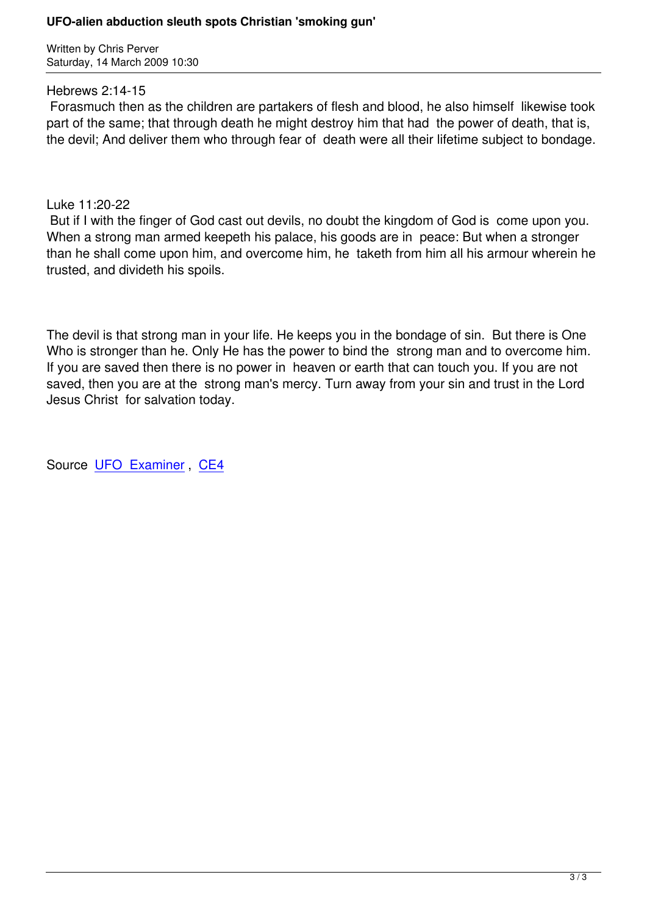Hebrews 2:14-15

Forasmuch then as the children are partakers of flesh and blood, he also himself likewise took part of the same; that through death he might destroy him that had the power of death, that is, the devil; And deliver them who through fear of death were all their lifetime subject to bondage.

Luke 11:20-22

But if I with the finger of God cast out devils, no doubt the kingdom of God is come upon you. When a strong man armed keepeth his palace, his goods are in peace: But when a stronger than he shall come upon him, and overcome him, he taketh from him all his armour wherein he trusted, and divideth his spoils.

The devil is that strong man in your life. He keeps you in the bondage of sin. But there is One Who is stronger than he. Only He has the power to bind the strong man and to overcome him. If you are saved then there is no power in heaven or earth that can touch you. If you are not saved, then you are at the strong man's mercy. Turn away from your sin and trust in the Lord Jesus Christ for salvation today.

Source UFO Examiner , CE4